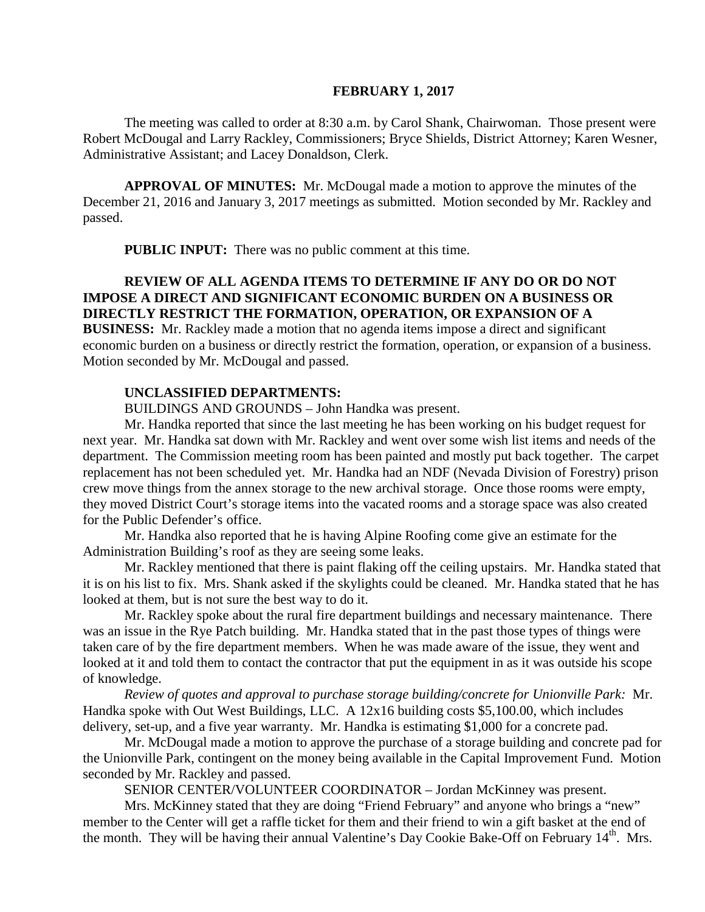**FEBRUARY 1, 2017**

The meeting was called to order at 8:30 a.m. by Carol Shank, Chairwoman. Those present were Robert McDougal and Larry Rackley, Commissioners; Bryce Shields, District Attorney; Karen Wesner, Administrative Assistant; and Lacey Donaldson, Clerk.

**APPROVAL OF MINUTES:** Mr. McDougal made a motion to approve the minutes of the December 21, 2016 and January 3, 2017 meetings as submitted. Motion seconded by Mr. Rackley and passed.

**PUBLIC INPUT:** There was no public comment at this time.

**REVIEW OF ALL AGENDA ITEMS TO DETERMINE IF ANY DO OR DO NOT IMPOSE A DIRECT AND SIGNIFICANT ECONOMIC BURDEN ON A BUSINESS OR DIRECTLY RESTRICT THE FORMATION, OPERATION, OR EXPANSION OF A BUSINESS:** Mr. Rackley made a motion that no agenda items impose a direct and significant economic burden on a business or directly restrict the formation, operation, or expansion of a business. Motion seconded by Mr. McDougal and passed.

**UNCLASSIFIED DEPARTMENTS:**

BUILDINGS AND GROUNDS – John Handka was present.

Mr. Handka reported that since the last meeting he has been working on his budget request for next year. Mr. Handka sat down with Mr. Rackley and went over some wish list items and needs of the department. The Commission meeting room has been painted and mostly put back together. The carpet replacement has not been scheduled yet. Mr. Handka had an NDF (Nevada Division of Forestry) prison crew move things from the annex storage to the new archival storage. Once those rooms were empty, they moved District Court's storage items into the vacated rooms and a storage space was also created for the Public Defender's office.

Mr. Handka also reported that he is having Alpine Roofing come give an estimate for the Administration Building's roof as they are seeing some leaks.

Mr. Rackley mentioned that there is paint flaking off the ceiling upstairs. Mr. Handka stated that it is on his list to fix. Mrs. Shank asked if the skylights could be cleaned. Mr. Handka stated that he has looked at them, but is not sure the best way to do it.

Mr. Rackley spoke about the rural fire department buildings and necessary maintenance. There was an issue in the Rye Patch building. Mr. Handka stated that in the past those types of things were taken care of by the fire department members. When he was made aware of the issue, they went and looked at it and told them to contact the contractor that put the equipment in as it was outside his scope of knowledge.

*Review of quotes and approval to purchase storage building/concrete for Unionville Park:* Mr. Handka spoke with Out West Buildings, LLC. A 12x16 building costs $5,100.00, which includes delivery, set-up, and a five year warranty. Mr. Handka is estimating $1,000 for a concrete pad.

Mr. McDougal made a motion to approve the purchase of a storage building and concrete pad for the Unionville Park, contingent on the money being available in the Capital Improvement Fund. Motion seconded by Mr. Rackley and passed.

SENIOR CENTER/VOLUNTEER COORDINATOR – Jordan McKinney was present.

Mrs. McKinney stated that they are doing "Friend February" and anyone who brings a "new" member to the Center will get a raffle ticket for them and their friend to win a gift basket at the end of the month. They will be having their annual Valentine's Day Cookie Bake-Off on February 14th. Mrs.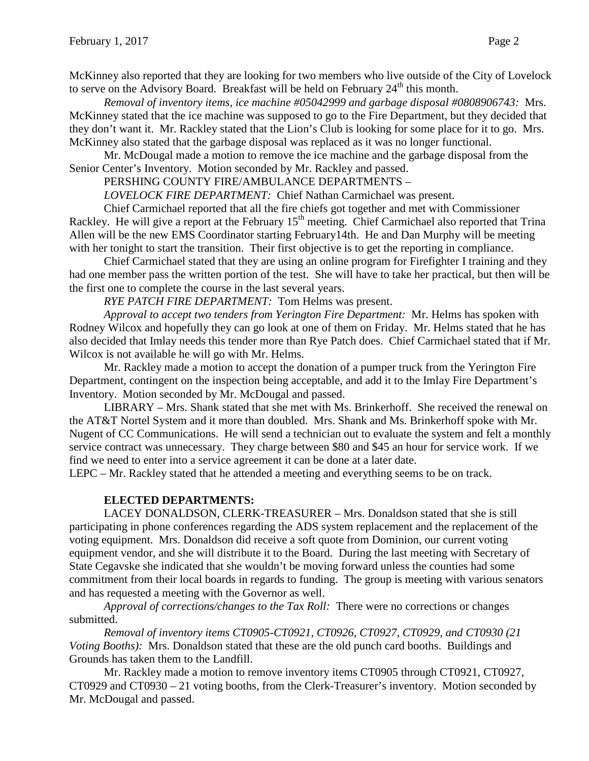McKinney also reported that they are looking for two members who live outside of the City of Lovelock to serve on the Advisory Board. Breakfast will be held on February 24th this month.

*Removal of inventory items, ice machine #05042999 and garbage disposal #0808906743:* Mrs. McKinney stated that the ice machine was supposed to go to the Fire Department, but they decided that they don't want it. Mr. Rackley stated that the Lion's Club is looking for some place for it to go. Mrs. McKinney also stated that the garbage disposal was replaced as it was no longer functional.

Mr. McDougal made a motion to remove the ice machine and the garbage disposal from the Senior Center's Inventory. Motion seconded by Mr. Rackley and passed.

PERSHING COUNTY FIRE/AMBULANCE DEPARTMENTS –

*LOVELOCK FIRE DEPARTMENT:* Chief Nathan Carmichael was present.

Chief Carmichael reported that all the fire chiefs got together and met with Commissioner Rackley. He will give a report at the February 15th meeting. Chief Carmichael also reported that Trina Allen will be the new EMS Coordinator starting February14th. He and Dan Murphy will be meeting with her tonight to start the transition. Their first objective is to get the reporting in compliance.

Chief Carmichael stated that they are using an online program for Firefighter I training and they had one member pass the written portion of the test. She will have to take her practical, but then will be the first one to complete the course in the last several years.

*RYE PATCH FIRE DEPARTMENT:* Tom Helms was present.

*Approval to accept two tenders from Yerington Fire Department:* Mr. Helms has spoken with Rodney Wilcox and hopefully they can go look at one of them on Friday. Mr. Helms stated that he has also decided that Imlay needs this tender more than Rye Patch does. Chief Carmichael stated that if Mr. Wilcox is not available he will go with Mr. Helms.

Mr. Rackley made a motion to accept the donation of a pumper truck from the Yerington Fire Department, contingent on the inspection being acceptable, and add it to the Imlay Fire Department's Inventory. Motion seconded by Mr. McDougal and passed.

LIBRARY – Mrs. Shank stated that she met with Ms. Brinkerhoff. She received the renewal on the AT&T Nortel System and it more than doubled. Mrs. Shank and Ms. Brinkerhoff spoke with Mr. Nugent of CC Communications. He will send a technician out to evaluate the system and felt a monthly service contract was unnecessary. They charge between $80 and $45 an hour for service work. If we find we need to enter into a service agreement it can be done at a later date.

LEPC – Mr. Rackley stated that he attended a meeting and everything seems to be on track.

**ELECTED DEPARTMENTS:**

LACEY DONALDSON, CLERK-TREASURER – Mrs. Donaldson stated that she is still participating in phone conferences regarding the ADS system replacement and the replacement of the voting equipment. Mrs. Donaldson did receive a soft quote from Dominion, our current voting equipment vendor, and she will distribute it to the Board. During the last meeting with Secretary of State Cegavske she indicated that she wouldn't be moving forward unless the counties had some commitment from their local boards in regards to funding. The group is meeting with various senators and has requested a meeting with the Governor as well.

*Approval of corrections/changes to the Tax Roll:* There were no corrections or changes submitted.

*Removal of inventory items CT0905-CT0921, CT0926, CT0927, CT0929, and CT0930 (21 Voting Booths):* Mrs. Donaldson stated that these are the old punch card booths. Buildings and Grounds has taken them to the Landfill.

Mr. Rackley made a motion to remove inventory items CT0905 through CT0921, CT0927, CT0929 and CT0930 – 21 voting booths, from the Clerk-Treasurer's inventory. Motion seconded by Mr. McDougal and passed.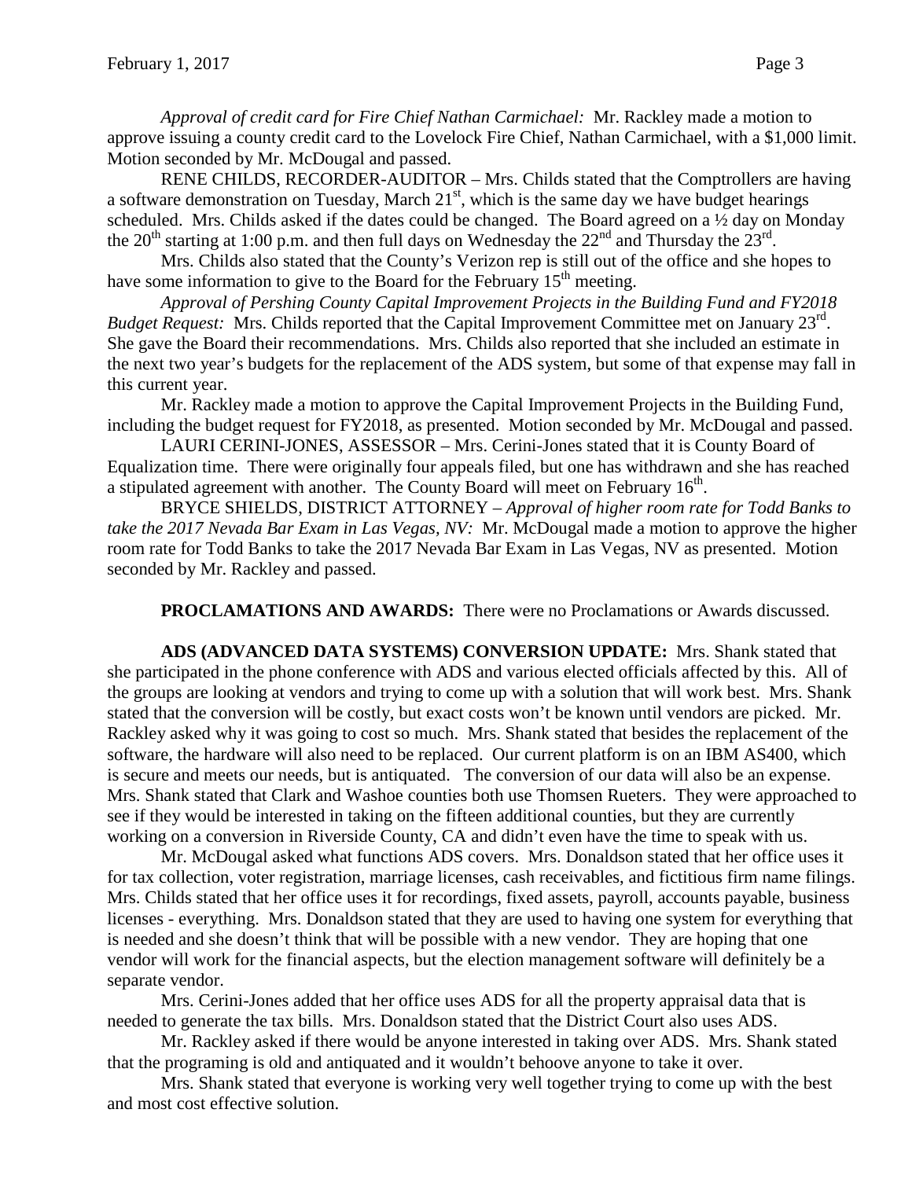*Approval of credit card for Fire Chief Nathan Carmichael:* Mr. Rackley made a motion to approve issuing a county credit card to the Lovelock Fire Chief, Nathan Carmichael, with a $1,000 limit. Motion seconded by Mr. McDougal and passed.

RENE CHILDS, RECORDER-AUDITOR – Mrs. Childs stated that the Comptrollers are having a software demonstration on Tuesday, March 21st, which is the same day we have budget hearings scheduled. Mrs. Childs asked if the dates could be changed. The Board agreed on a ½ day on Monday the 20th starting at 1:00 p.m. and then full days on Wednesday the 22nd and Thursday the 23rd.

Mrs. Childs also stated that the County's Verizon rep is still out of the office and she hopes to have some information to give to the Board for the February 15th meeting.

*Approval of Pershing County Capital Improvement Projects in the Building Fund and FY2018 Budget Request:* Mrs. Childs reported that the Capital Improvement Committee met on January 23rd. She gave the Board their recommendations. Mrs. Childs also reported that she included an estimate in the next two year's budgets for the replacement of the ADS system, but some of that expense may fall in this current year.

Mr. Rackley made a motion to approve the Capital Improvement Projects in the Building Fund, including the budget request for FY2018, as presented. Motion seconded by Mr. McDougal and passed.

LAURI CERINI-JONES, ASSESSOR – Mrs. Cerini-Jones stated that it is County Board of Equalization time. There were originally four appeals filed, but one has withdrawn and she has reached a stipulated agreement with another. The County Board will meet on February 16th.

BRYCE SHIELDS, DISTRICT ATTORNEY – *Approval of higher room rate for Todd Banks to take the 2017 Nevada Bar Exam in Las Vegas, NV:* Mr. McDougal made a motion to approve the higher room rate for Todd Banks to take the 2017 Nevada Bar Exam in Las Vegas, NV as presented. Motion seconded by Mr. Rackley and passed.

**PROCLAMATIONS AND AWARDS:** There were no Proclamations or Awards discussed.

**ADS (ADVANCED DATA SYSTEMS) CONVERSION UPDATE:** Mrs. Shank stated that she participated in the phone conference with ADS and various elected officials affected by this. All of the groups are looking at vendors and trying to come up with a solution that will work best. Mrs. Shank stated that the conversion will be costly, but exact costs won't be known until vendors are picked. Mr. Rackley asked why it was going to cost so much. Mrs. Shank stated that besides the replacement of the software, the hardware will also need to be replaced. Our current platform is on an IBM AS400, which is secure and meets our needs, but is antiquated. The conversion of our data will also be an expense. Mrs. Shank stated that Clark and Washoe counties both use Thomsen Rueters. They were approached to see if they would be interested in taking on the fifteen additional counties, but they are currently working on a conversion in Riverside County, CA and didn't even have the time to speak with us.

Mr. McDougal asked what functions ADS covers. Mrs. Donaldson stated that her office uses it for tax collection, voter registration, marriage licenses, cash receivables, and fictitious firm name filings. Mrs. Childs stated that her office uses it for recordings, fixed assets, payroll, accounts payable, business licenses - everything. Mrs. Donaldson stated that they are used to having one system for everything that is needed and she doesn't think that will be possible with a new vendor. They are hoping that one vendor will work for the financial aspects, but the election management software will definitely be a separate vendor.

Mrs. Cerini-Jones added that her office uses ADS for all the property appraisal data that is needed to generate the tax bills. Mrs. Donaldson stated that the District Court also uses ADS.

Mr. Rackley asked if there would be anyone interested in taking over ADS. Mrs. Shank stated that the programing is old and antiquated and it wouldn't behoove anyone to take it over.

Mrs. Shank stated that everyone is working very well together trying to come up with the best and most cost effective solution.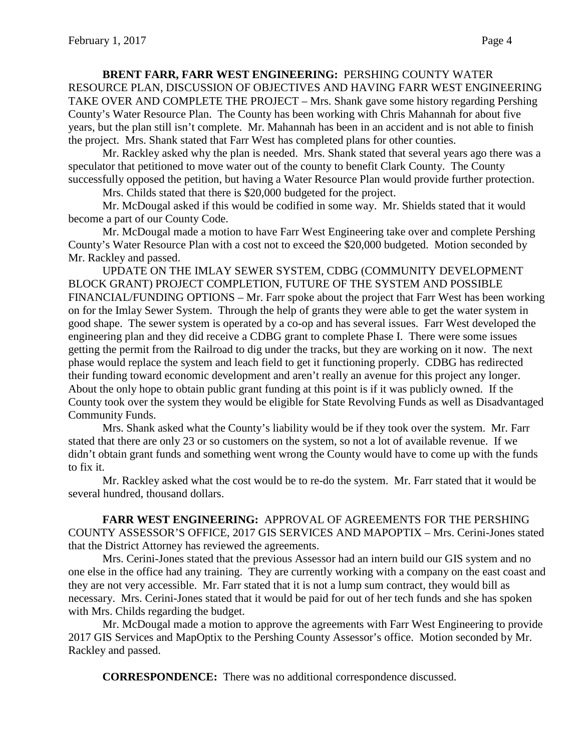**BRENT FARR, FARR WEST ENGINEERING:** PERSHING COUNTY WATER RESOURCE PLAN, DISCUSSION OF OBJECTIVES AND HAVING FARR WEST ENGINEERING TAKE OVER AND COMPLETE THE PROJECT – Mrs. Shank gave some history regarding Pershing County's Water Resource Plan. The County has been working with Chris Mahannah for about five years, but the plan still isn't complete. Mr. Mahannah has been in an accident and is not able to finish the project. Mrs. Shank stated that Farr West has completed plans for other counties.

Mr. Rackley asked why the plan is needed. Mrs. Shank stated that several years ago there was a speculator that petitioned to move water out of the county to benefit Clark County. The County successfully opposed the petition, but having a Water Resource Plan would provide further protection.

Mrs. Childs stated that there is $20,000 budgeted for the project.

Mr. McDougal asked if this would be codified in some way. Mr. Shields stated that it would become a part of our County Code.

Mr. McDougal made a motion to have Farr West Engineering take over and complete Pershing County's Water Resource Plan with a cost not to exceed the $20,000 budgeted. Motion seconded by Mr. Rackley and passed.

UPDATE ON THE IMLAY SEWER SYSTEM, CDBG (COMMUNITY DEVELOPMENT BLOCK GRANT) PROJECT COMPLETION, FUTURE OF THE SYSTEM AND POSSIBLE FINANCIAL/FUNDING OPTIONS – Mr. Farr spoke about the project that Farr West has been working on for the Imlay Sewer System. Through the help of grants they were able to get the water system in good shape. The sewer system is operated by a co-op and has several issues. Farr West developed the engineering plan and they did receive a CDBG grant to complete Phase I. There were some issues getting the permit from the Railroad to dig under the tracks, but they are working on it now. The next phase would replace the system and leach field to get it functioning properly. CDBG has redirected their funding toward economic development and aren't really an avenue for this project any longer. About the only hope to obtain public grant funding at this point is if it was publicly owned. If the County took over the system they would be eligible for State Revolving Funds as well as Disadvantaged Community Funds.

Mrs. Shank asked what the County's liability would be if they took over the system. Mr. Farr stated that there are only 23 or so customers on the system, so not a lot of available revenue. If we didn't obtain grant funds and something went wrong the County would have to come up with the funds to fix it.

Mr. Rackley asked what the cost would be to re-do the system. Mr. Farr stated that it would be several hundred, thousand dollars.

**FARR WEST ENGINEERING:** APPROVAL OF AGREEMENTS FOR THE PERSHING COUNTY ASSESSOR'S OFFICE, 2017 GIS SERVICES AND MAPOPTIX – Mrs. Cerini-Jones stated that the District Attorney has reviewed the agreements.

Mrs. Cerini-Jones stated that the previous Assessor had an intern build our GIS system and no one else in the office had any training. They are currently working with a company on the east coast and they are not very accessible. Mr. Farr stated that it is not a lump sum contract, they would bill as necessary. Mrs. Cerini-Jones stated that it would be paid for out of her tech funds and she has spoken with Mrs. Childs regarding the budget.

Mr. McDougal made a motion to approve the agreements with Farr West Engineering to provide 2017 GIS Services and MapOptix to the Pershing County Assessor's office. Motion seconded by Mr. Rackley and passed.

**CORRESPONDENCE:** There was no additional correspondence discussed.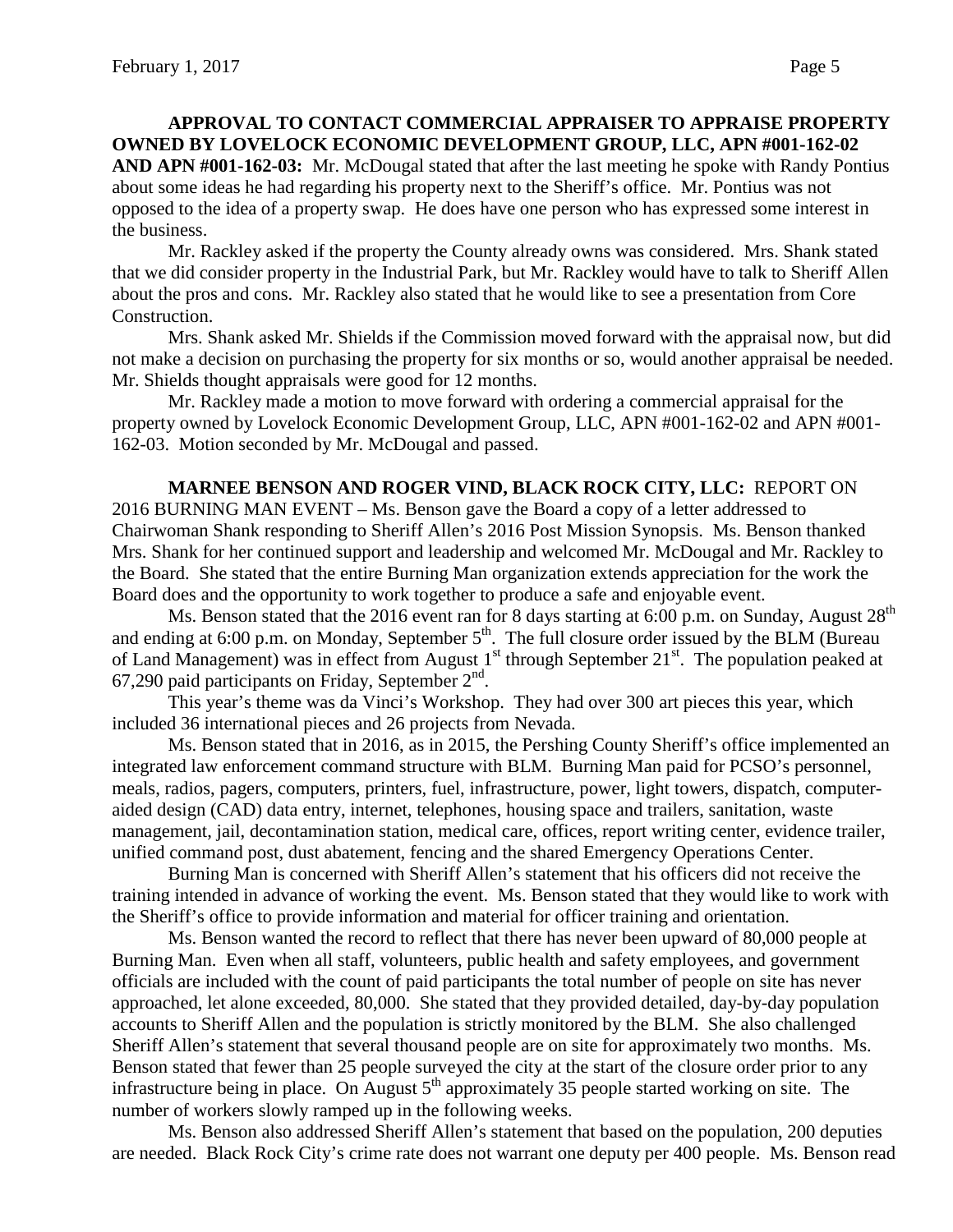**APPROVAL TO CONTACT COMMERCIAL APPRAISER TO APPRAISE PROPERTY OWNED BY LOVELOCK ECONOMIC DEVELOPMENT GROUP, LLC, APN #001-162-02 AND APN #001-162-03:** Mr. McDougal stated that after the last meeting he spoke with Randy Pontius about some ideas he had regarding his property next to the Sheriff's office. Mr. Pontius was not opposed to the idea of a property swap. He does have one person who has expressed some interest in the business.

Mr. Rackley asked if the property the County already owns was considered. Mrs. Shank stated that we did consider property in the Industrial Park, but Mr. Rackley would have to talk to Sheriff Allen about the pros and cons. Mr. Rackley also stated that he would like to see a presentation from Core Construction.

Mrs. Shank asked Mr. Shields if the Commission moved forward with the appraisal now, but did not make a decision on purchasing the property for six months or so, would another appraisal be needed. Mr. Shields thought appraisals were good for 12 months.

Mr. Rackley made a motion to move forward with ordering a commercial appraisal for the property owned by Lovelock Economic Development Group, LLC, APN #001-162-02 and APN #001-162-03. Motion seconded by Mr. McDougal and passed.

**MARNEE BENSON AND ROGER VIND, BLACK ROCK CITY, LLC:** REPORT ON 2016 BURNING MAN EVENT – Ms. Benson gave the Board a copy of a letter addressed to Chairwoman Shank responding to Sheriff Allen's 2016 Post Mission Synopsis. Ms. Benson thanked Mrs. Shank for her continued support and leadership and welcomed Mr. McDougal and Mr. Rackley to the Board. She stated that the entire Burning Man organization extends appreciation for the work the Board does and the opportunity to work together to produce a safe and enjoyable event.

Ms. Benson stated that the 2016 event ran for 8 days starting at 6:00 p.m. on Sunday, August 28th and ending at 6:00 p.m. on Monday, September 5th. The full closure order issued by the BLM (Bureau of Land Management) was in effect from August 1st through September 21st. The population peaked at 67,290 paid participants on Friday, September 2nd.

This year's theme was da Vinci's Workshop. They had over 300 art pieces this year, which included 36 international pieces and 26 projects from Nevada.

Ms. Benson stated that in 2016, as in 2015, the Pershing County Sheriff's office implemented an integrated law enforcement command structure with BLM. Burning Man paid for PCSO's personnel, meals, radios, pagers, computers, printers, fuel, infrastructure, power, light towers, dispatch, computer-aided design (CAD) data entry, internet, telephones, housing space and trailers, sanitation, waste management, jail, decontamination station, medical care, offices, report writing center, evidence trailer, unified command post, dust abatement, fencing and the shared Emergency Operations Center.

Burning Man is concerned with Sheriff Allen's statement that his officers did not receive the training intended in advance of working the event. Ms. Benson stated that they would like to work with the Sheriff's office to provide information and material for officer training and orientation.

Ms. Benson wanted the record to reflect that there has never been upward of 80,000 people at Burning Man. Even when all staff, volunteers, public health and safety employees, and government officials are included with the count of paid participants the total number of people on site has never approached, let alone exceeded, 80,000. She stated that they provided detailed, day-by-day population accounts to Sheriff Allen and the population is strictly monitored by the BLM. She also challenged Sheriff Allen's statement that several thousand people are on site for approximately two months. Ms. Benson stated that fewer than 25 people surveyed the city at the start of the closure order prior to any infrastructure being in place. On August 5th approximately 35 people started working on site. The number of workers slowly ramped up in the following weeks.

Ms. Benson also addressed Sheriff Allen's statement that based on the population, 200 deputies are needed. Black Rock City's crime rate does not warrant one deputy per 400 people. Ms. Benson read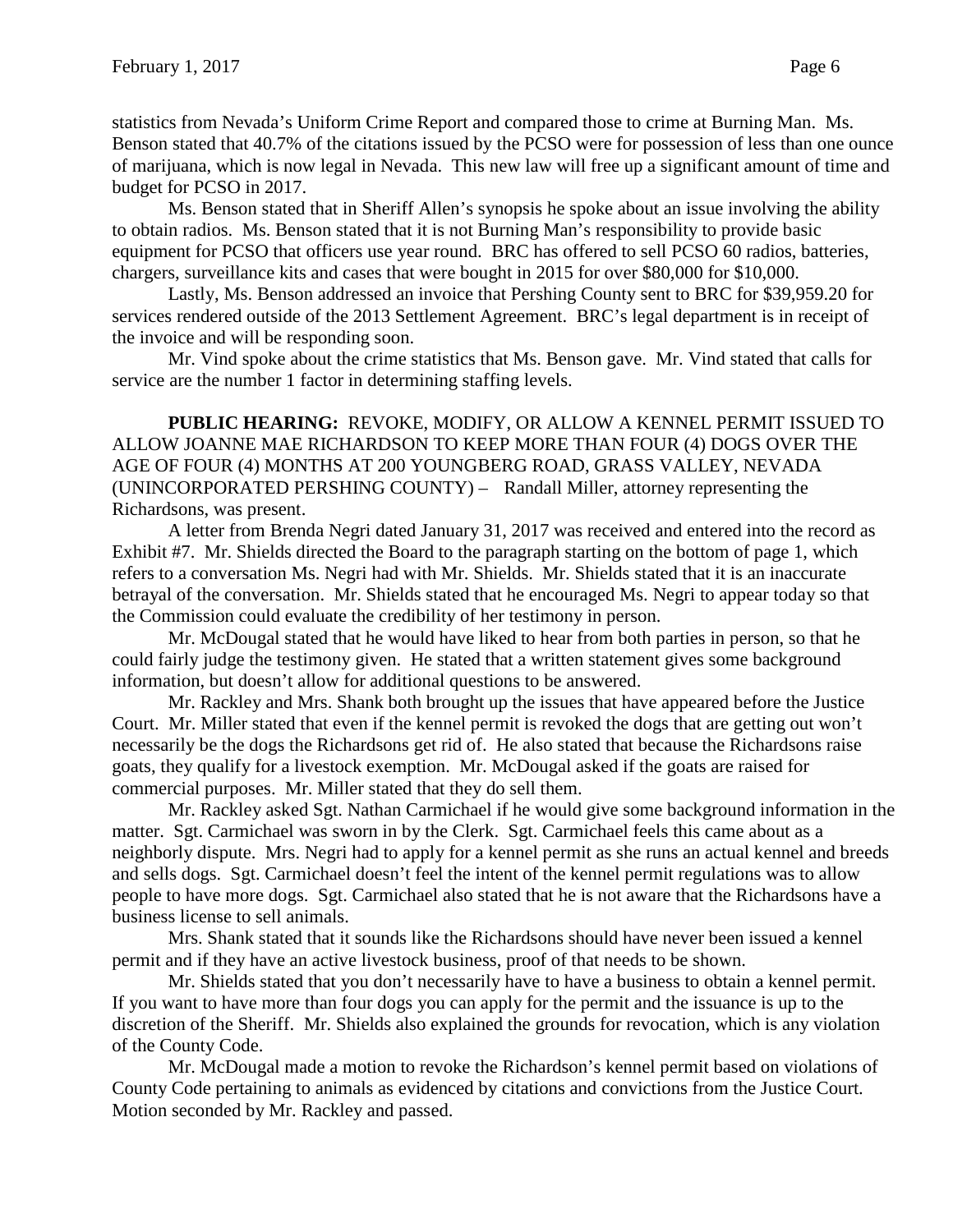statistics from Nevada's Uniform Crime Report and compared those to crime at Burning Man. Ms. Benson stated that 40.7% of the citations issued by the PCSO were for possession of less than one ounce of marijuana, which is now legal in Nevada. This new law will free up a significant amount of time and budget for PCSO in 2017.

Ms. Benson stated that in Sheriff Allen's synopsis he spoke about an issue involving the ability to obtain radios. Ms. Benson stated that it is not Burning Man's responsibility to provide basic equipment for PCSO that officers use year round. BRC has offered to sell PCSO 60 radios, batteries, chargers, surveillance kits and cases that were bought in 2015 for over $80,000 for $10,000.

Lastly, Ms. Benson addressed an invoice that Pershing County sent to BRC for $39,959.20 for services rendered outside of the 2013 Settlement Agreement. BRC's legal department is in receipt of the invoice and will be responding soon.

Mr. Vind spoke about the crime statistics that Ms. Benson gave. Mr. Vind stated that calls for service are the number 1 factor in determining staffing levels.

**PUBLIC HEARING:** REVOKE, MODIFY, OR ALLOW A KENNEL PERMIT ISSUED TO ALLOW JOANNE MAE RICHARDSON TO KEEP MORE THAN FOUR (4) DOGS OVER THE AGE OF FOUR (4) MONTHS AT 200 YOUNGBERG ROAD, GRASS VALLEY, NEVADA (UNINCORPORATED PERSHING COUNTY) – Randall Miller, attorney representing the Richardsons, was present.

A letter from Brenda Negri dated January 31, 2017 was received and entered into the record as Exhibit #7. Mr. Shields directed the Board to the paragraph starting on the bottom of page 1, which refers to a conversation Ms. Negri had with Mr. Shields. Mr. Shields stated that it is an inaccurate betrayal of the conversation. Mr. Shields stated that he encouraged Ms. Negri to appear today so that the Commission could evaluate the credibility of her testimony in person.

Mr. McDougal stated that he would have liked to hear from both parties in person, so that he could fairly judge the testimony given. He stated that a written statement gives some background information, but doesn't allow for additional questions to be answered.

Mr. Rackley and Mrs. Shank both brought up the issues that have appeared before the Justice Court. Mr. Miller stated that even if the kennel permit is revoked the dogs that are getting out won't necessarily be the dogs the Richardsons get rid of. He also stated that because the Richardsons raise goats, they qualify for a livestock exemption. Mr. McDougal asked if the goats are raised for commercial purposes. Mr. Miller stated that they do sell them.

Mr. Rackley asked Sgt. Nathan Carmichael if he would give some background information in the matter. Sgt. Carmichael was sworn in by the Clerk. Sgt. Carmichael feels this came about as a neighborly dispute. Mrs. Negri had to apply for a kennel permit as she runs an actual kennel and breeds and sells dogs. Sgt. Carmichael doesn't feel the intent of the kennel permit regulations was to allow people to have more dogs. Sgt. Carmichael also stated that he is not aware that the Richardsons have a business license to sell animals.

Mrs. Shank stated that it sounds like the Richardsons should have never been issued a kennel permit and if they have an active livestock business, proof of that needs to be shown.

Mr. Shields stated that you don't necessarily have to have a business to obtain a kennel permit. If you want to have more than four dogs you can apply for the permit and the issuance is up to the discretion of the Sheriff. Mr. Shields also explained the grounds for revocation, which is any violation of the County Code.

Mr. McDougal made a motion to revoke the Richardson's kennel permit based on violations of County Code pertaining to animals as evidenced by citations and convictions from the Justice Court. Motion seconded by Mr. Rackley and passed.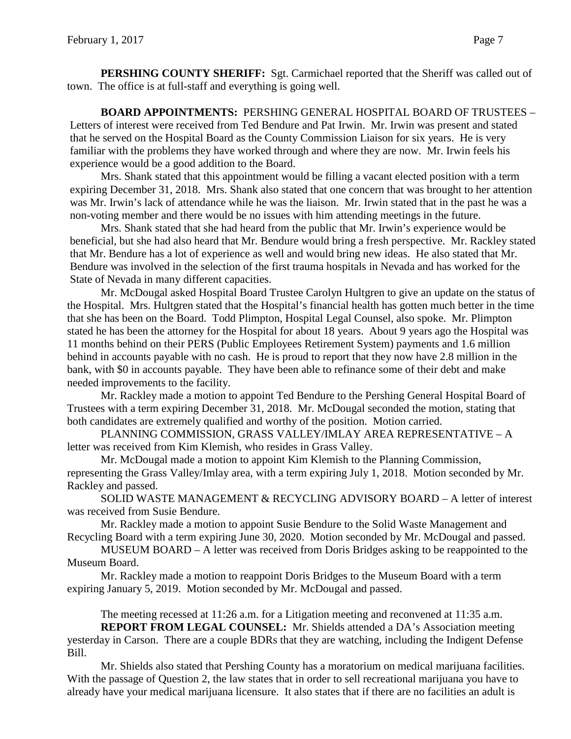**PERSHING COUNTY SHERIFF:** Sgt. Carmichael reported that the Sheriff was called out of town. The office is at full-staff and everything is going well.

**BOARD APPOINTMENTS:** PERSHING GENERAL HOSPITAL BOARD OF TRUSTEES – Letters of interest were received from Ted Bendure and Pat Irwin. Mr. Irwin was present and stated that he served on the Hospital Board as the County Commission Liaison for six years. He is very familiar with the problems they have worked through and where they are now. Mr. Irwin feels his experience would be a good addition to the Board.

Mrs. Shank stated that this appointment would be filling a vacant elected position with a term expiring December 31, 2018. Mrs. Shank also stated that one concern that was brought to her attention was Mr. Irwin's lack of attendance while he was the liaison. Mr. Irwin stated that in the past he was a non-voting member and there would be no issues with him attending meetings in the future.

Mrs. Shank stated that she had heard from the public that Mr. Irwin's experience would be beneficial, but she had also heard that Mr. Bendure would bring a fresh perspective. Mr. Rackley stated that Mr. Bendure has a lot of experience as well and would bring new ideas. He also stated that Mr. Bendure was involved in the selection of the first trauma hospitals in Nevada and has worked for the State of Nevada in many different capacities.

Mr. McDougal asked Hospital Board Trustee Carolyn Hultgren to give an update on the status of the Hospital. Mrs. Hultgren stated that the Hospital's financial health has gotten much better in the time that she has been on the Board. Todd Plimpton, Hospital Legal Counsel, also spoke. Mr. Plimpton stated he has been the attorney for the Hospital for about 18 years. About 9 years ago the Hospital was 11 months behind on their PERS (Public Employees Retirement System) payments and 1.6 million behind in accounts payable with no cash. He is proud to report that they now have 2.8 million in the bank, with $0 in accounts payable. They have been able to refinance some of their debt and make needed improvements to the facility.

Mr. Rackley made a motion to appoint Ted Bendure to the Pershing General Hospital Board of Trustees with a term expiring December 31, 2018. Mr. McDougal seconded the motion, stating that both candidates are extremely qualified and worthy of the position. Motion carried.

PLANNING COMMISSION, GRASS VALLEY/IMLAY AREA REPRESENTATIVE – A letter was received from Kim Klemish, who resides in Grass Valley.

Mr. McDougal made a motion to appoint Kim Klemish to the Planning Commission, representing the Grass Valley/Imlay area, with a term expiring July 1, 2018. Motion seconded by Mr. Rackley and passed.

SOLID WASTE MANAGEMENT & RECYCLING ADVISORY BOARD – A letter of interest was received from Susie Bendure.

Mr. Rackley made a motion to appoint Susie Bendure to the Solid Waste Management and Recycling Board with a term expiring June 30, 2020. Motion seconded by Mr. McDougal and passed.

MUSEUM BOARD – A letter was received from Doris Bridges asking to be reappointed to the Museum Board.

Mr. Rackley made a motion to reappoint Doris Bridges to the Museum Board with a term expiring January 5, 2019. Motion seconded by Mr. McDougal and passed.

The meeting recessed at 11:26 a.m. for a Litigation meeting and reconvened at 11:35 a.m.

**REPORT FROM LEGAL COUNSEL:** Mr. Shields attended a DA's Association meeting yesterday in Carson. There are a couple BDRs that they are watching, including the Indigent Defense Bill.

Mr. Shields also stated that Pershing County has a moratorium on medical marijuana facilities. With the passage of Question 2, the law states that in order to sell recreational marijuana you have to already have your medical marijuana licensure. It also states that if there are no facilities an adult is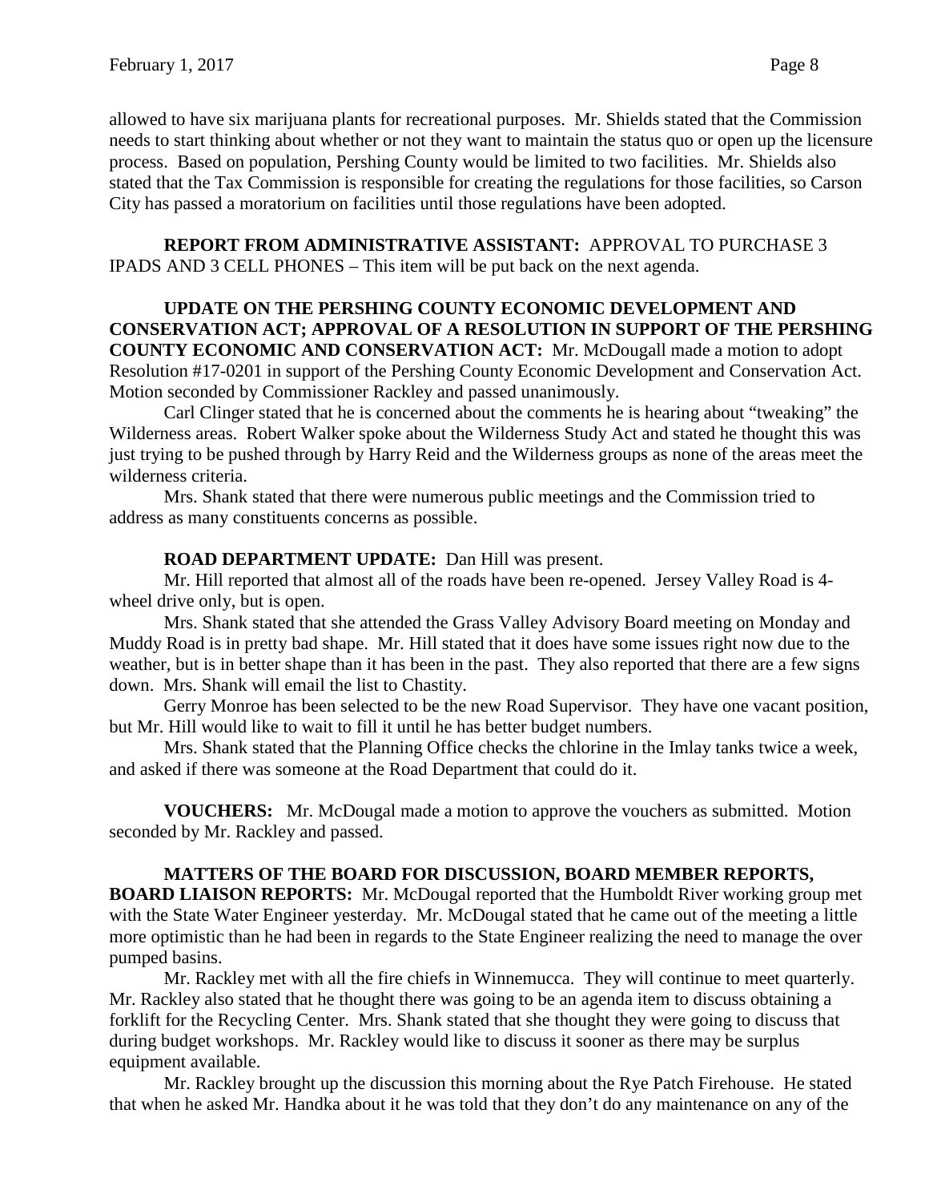allowed to have six marijuana plants for recreational purposes. Mr. Shields stated that the Commission needs to start thinking about whether or not they want to maintain the status quo or open up the licensure process. Based on population, Pershing County would be limited to two facilities. Mr. Shields also stated that the Tax Commission is responsible for creating the regulations for those facilities, so Carson City has passed a moratorium on facilities until those regulations have been adopted.

**REPORT FROM ADMINISTRATIVE ASSISTANT:** APPROVAL TO PURCHASE 3 IPADS AND 3 CELL PHONES – This item will be put back on the next agenda.

**UPDATE ON THE PERSHING COUNTY ECONOMIC DEVELOPMENT AND CONSERVATION ACT; APPROVAL OF A RESOLUTION IN SUPPORT OF THE PERSHING COUNTY ECONOMIC AND CONSERVATION ACT:** Mr. McDougall made a motion to adopt Resolution #17-0201 in support of the Pershing County Economic Development and Conservation Act. Motion seconded by Commissioner Rackley and passed unanimously.

Carl Clinger stated that he is concerned about the comments he is hearing about "tweaking" the Wilderness areas. Robert Walker spoke about the Wilderness Study Act and stated he thought this was just trying to be pushed through by Harry Reid and the Wilderness groups as none of the areas meet the wilderness criteria.

Mrs. Shank stated that there were numerous public meetings and the Commission tried to address as many constituents concerns as possible.

**ROAD DEPARTMENT UPDATE:** Dan Hill was present.

Mr. Hill reported that almost all of the roads have been re-opened. Jersey Valley Road is 4-wheel drive only, but is open.

Mrs. Shank stated that she attended the Grass Valley Advisory Board meeting on Monday and Muddy Road is in pretty bad shape. Mr. Hill stated that it does have some issues right now due to the weather, but is in better shape than it has been in the past. They also reported that there are a few signs down. Mrs. Shank will email the list to Chastity.

Gerry Monroe has been selected to be the new Road Supervisor. They have one vacant position, but Mr. Hill would like to wait to fill it until he has better budget numbers.

Mrs. Shank stated that the Planning Office checks the chlorine in the Imlay tanks twice a week, and asked if there was someone at the Road Department that could do it.

**VOUCHERS:** Mr. McDougal made a motion to approve the vouchers as submitted. Motion seconded by Mr. Rackley and passed.

**MATTERS OF THE BOARD FOR DISCUSSION, BOARD MEMBER REPORTS, BOARD LIAISON REPORTS:** Mr. McDougal reported that the Humboldt River working group met with the State Water Engineer yesterday. Mr. McDougal stated that he came out of the meeting a little more optimistic than he had been in regards to the State Engineer realizing the need to manage the over pumped basins.

Mr. Rackley met with all the fire chiefs in Winnemucca. They will continue to meet quarterly. Mr. Rackley also stated that he thought there was going to be an agenda item to discuss obtaining a forklift for the Recycling Center. Mrs. Shank stated that she thought they were going to discuss that during budget workshops. Mr. Rackley would like to discuss it sooner as there may be surplus equipment available.

Mr. Rackley brought up the discussion this morning about the Rye Patch Firehouse. He stated that when he asked Mr. Handka about it he was told that they don't do any maintenance on any of the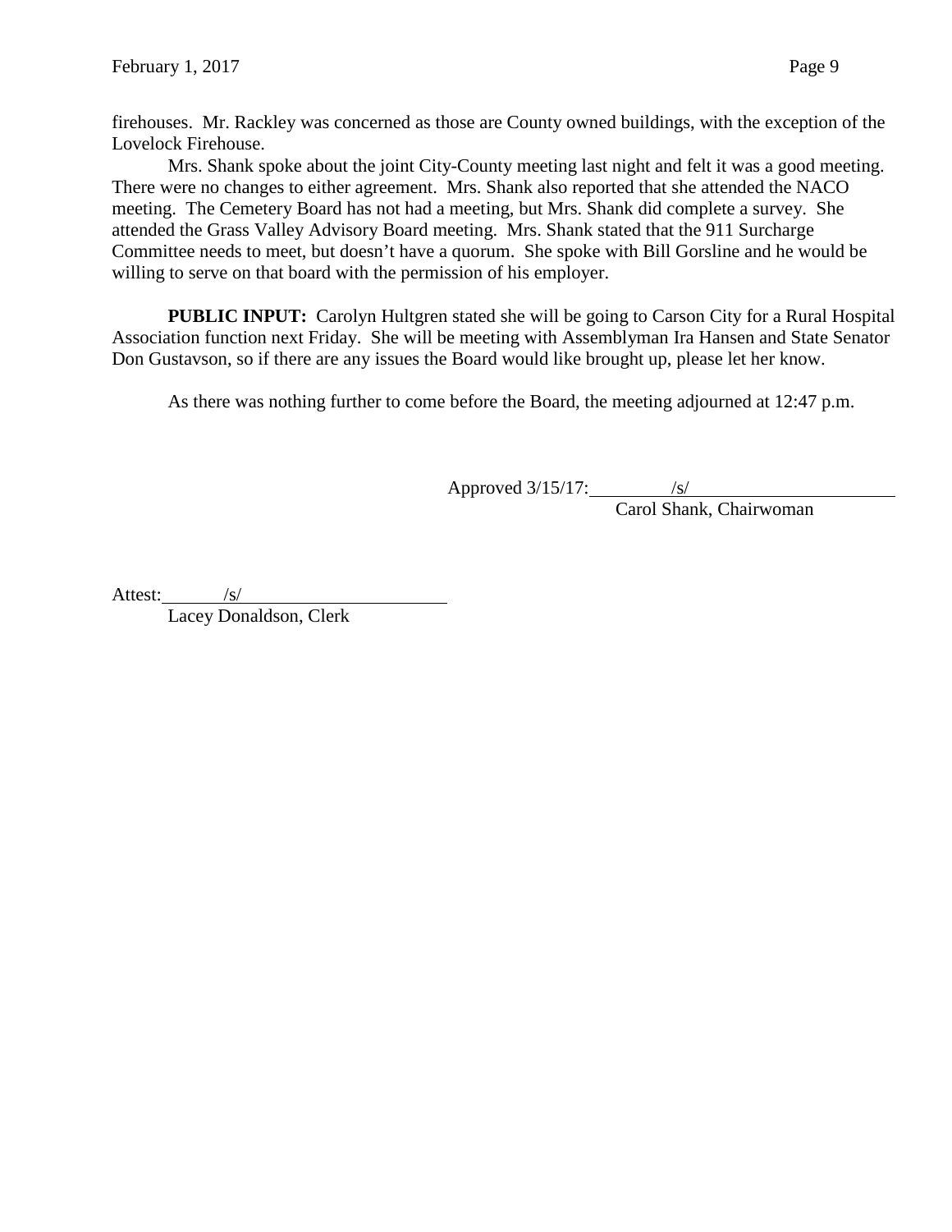firehouses. Mr. Rackley was concerned as those are County owned buildings, with the exception of the Lovelock Firehouse.

Mrs. Shank spoke about the joint City-County meeting last night and felt it was a good meeting. There were no changes to either agreement. Mrs. Shank also reported that she attended the NACO meeting. The Cemetery Board has not had a meeting, but Mrs. Shank did complete a survey. She attended the Grass Valley Advisory Board meeting. Mrs. Shank stated that the 911 Surcharge Committee needs to meet, but doesn't have a quorum. She spoke with Bill Gorsline and he would be willing to serve on that board with the permission of his employer.

**PUBLIC INPUT:** Carolyn Hultgren stated she will be going to Carson City for a Rural Hospital Association function next Friday. She will be meeting with Assemblyman Ira Hansen and State Senator Don Gustavson, so if there are any issues the Board would like brought up, please let her know.

As there was nothing further to come before the Board, the meeting adjourned at 12:47 p.m.

Approved 3/15/17: /s/
Carol Shank, Chairwoman

Attest: /s/
Lacey Donaldson, Clerk